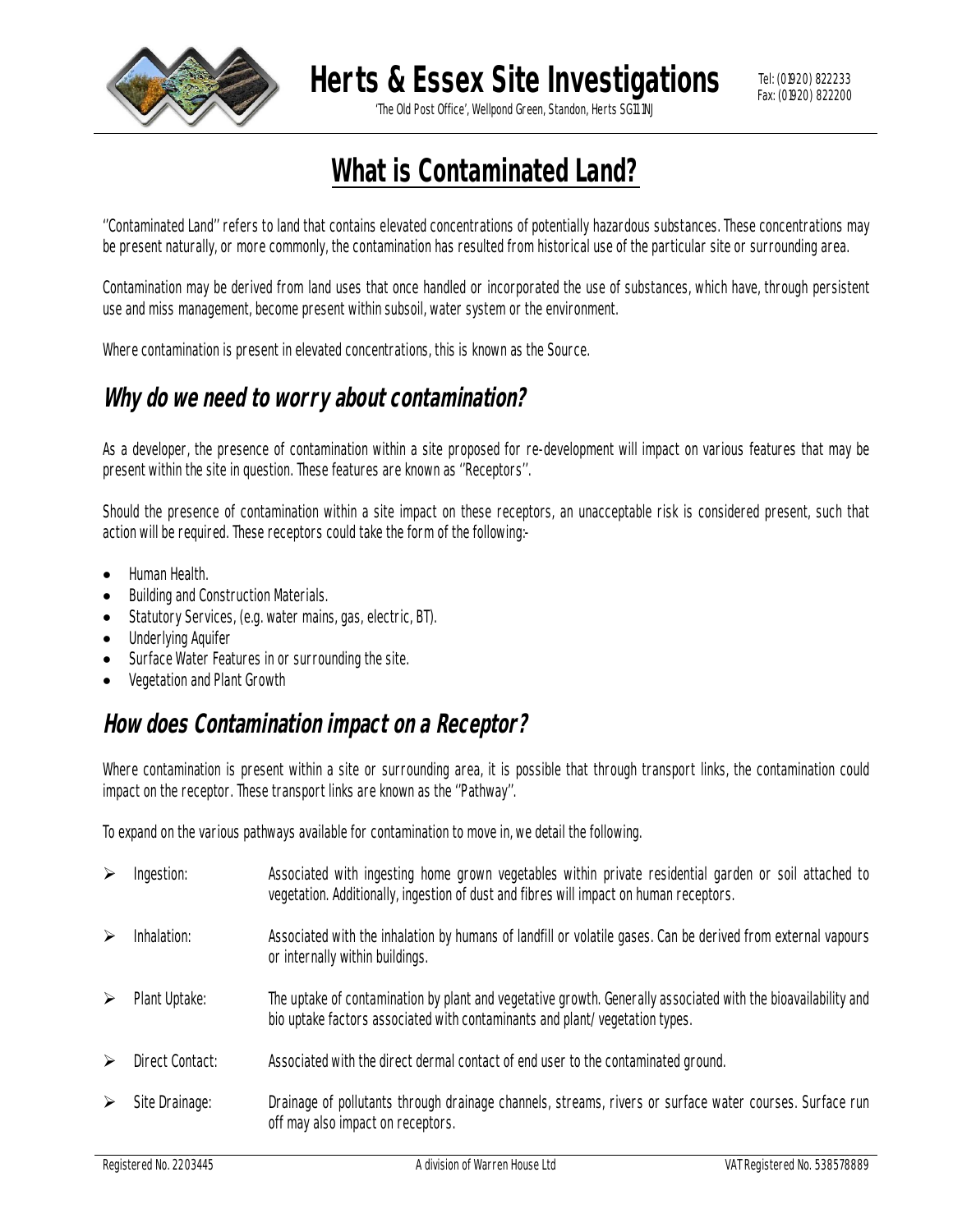# Herts & Essex Site Investigations

'The Old Post Office', Wellpond Green, Standon, Herts SG11 1NJ

Tel: (01920) 822233
Fax: (01920) 822200

## What is Contaminated Land?

"Contaminated Land" refers to land that contains elevated concentrations of potentially hazardous substances. These concentrations may be present naturally, or more commonly, the contamination has resulted from historical use of the particular site or surrounding area.

Contamination may be derived from land uses that once handled or incorporated the use of substances, which have, through persistent use and miss management, become present within subsoil, water system or the environment.

Where contamination is present in elevated concentrations, this is known as the Source.

### Why do we need to worry about contamination?

As a developer, the presence of contamination within a site proposed for re-development will impact on various features that may be present within the site in question. These features are known as "Receptors".

Should the presence of contamination within a site impact on these receptors, an unacceptable risk is considered present, such that action will be required. These receptors could take the form of the following:-

- Human Health.
- Building and Construction Materials.
- Statutory Services, (e.g. water mains, gas, electric, BT).
- Underlying Aquifer
- Surface Water Features in or surrounding the site.
- Vegetation and Plant Growth

### How does Contamination impact on a Receptor?

Where contamination is present within a site or surrounding area, it is possible that through transport links, the contamination could impact on the receptor. These transport links are known as the "Pathway".

To expand on the various pathways available for contamination to move in, we detail the following.

- Ingestion: Associated with ingesting home grown vegetables within private residential garden or soil attached to vegetation. Additionally, ingestion of dust and fibres will impact on human receptors.
- Inhalation: Associated with the inhalation by humans of landfill or volatile gases. Can be derived from external vapours or internally within buildings.
- Plant Uptake: The uptake of contamination by plant and vegetative growth. Generally associated with the bioavailability and bio uptake factors associated with contaminants and plant/ vegetation types.
- Direct Contact: Associated with the direct dermal contact of end user to the contaminated ground.
- Site Drainage: Drainage of pollutants through drainage channels, streams, rivers or surface water courses. Surface run off may also impact on receptors.

Registered No. 2203445 | A division of Warren House Ltd | VAT Registered No. 538578889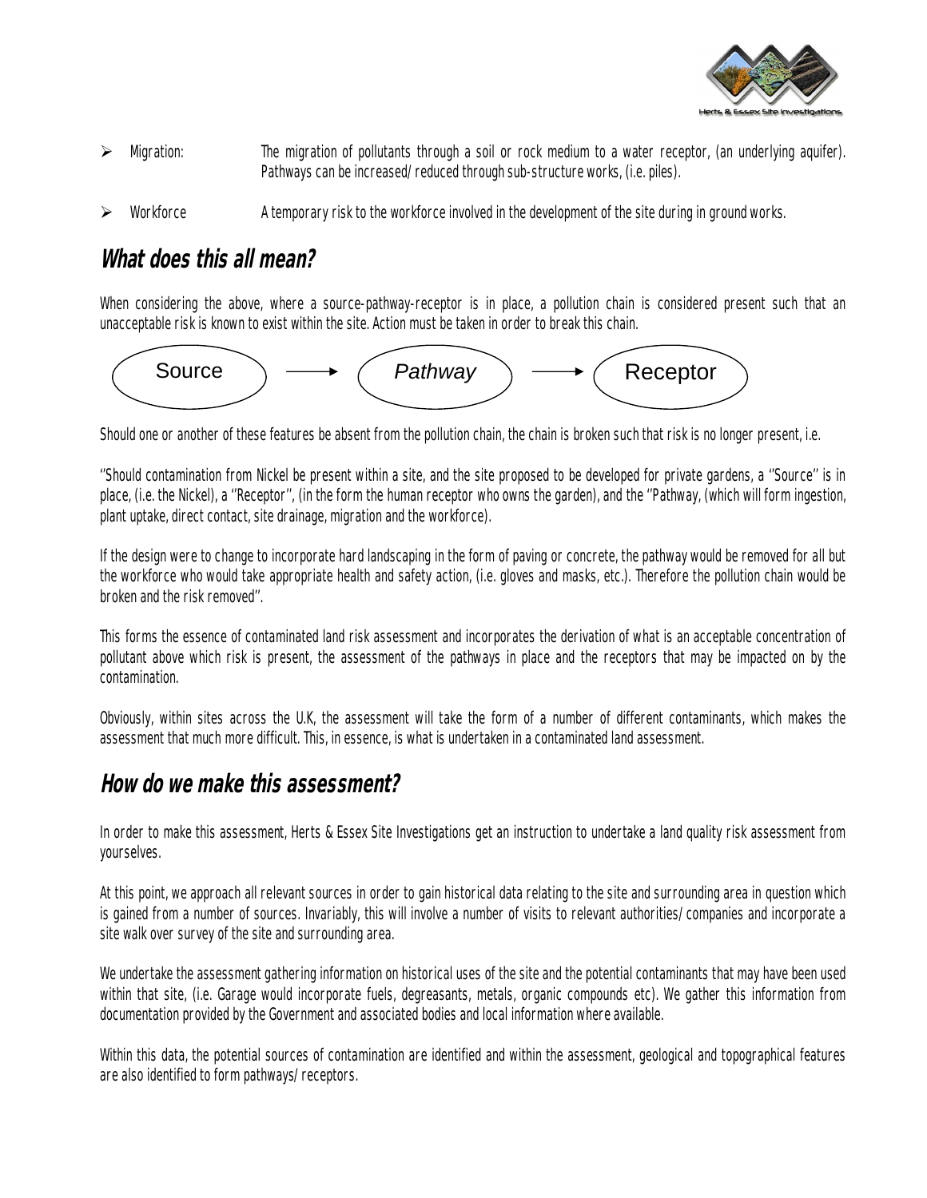- Migration: The migration of pollutants through a soil or rock medium to a water receptor, (an underlying aquifer). Pathways can be increased/reduced through sub-structure works, (i.e. piles).

- Workforce A temporary risk to the workforce involved in the development of the site during in ground works.

## What does this all mean?

When considering the above, where a source-pathway-receptor is in place, a pollution chain is considered present such that an unacceptable risk is known to exist within the site. Action must be taken in order to break this chain.

Source → *Pathway* → Receptor

Should one or another of these features be absent from the pollution chain, the chain is broken such that risk is no longer present, i.e.

"Should contamination from Nickel be present within a site, and the site proposed to be developed for private gardens, a "Source" is in place, (i.e. the Nickel), a "Receptor", (in the form the human receptor who owns the garden), and the "Pathway, (which will form ingestion, plant uptake, direct contact, site drainage, migration and the workforce).

If the design were to change to incorporate hard landscaping in the form of paving or concrete, the pathway would be removed for all but the workforce who would take appropriate health and safety action, (i.e. gloves and masks, etc.). Therefore the pollution chain would be broken and the risk removed".

This forms the essence of contaminated land risk assessment and incorporates the derivation of what is an acceptable concentration of pollutant above which risk is present, the assessment of the pathways in place and the receptors that may be impacted on by the contamination.

Obviously, within sites across the U.K, the assessment will take the form of a number of different contaminants, which makes the assessment that much more difficult. This, in essence, is what is undertaken in a contaminated land assessment.

## How do we make this assessment?

In order to make this assessment, Herts & Essex Site Investigations get an instruction to undertake a land quality risk assessment from yourselves.

At this point, we approach all relevant sources in order to gain historical data relating to the site and surrounding area in question which is gained from a number of sources. Invariably, this will involve a number of visits to relevant authorities/companies and incorporate a site walk over survey of the site and surrounding area.

We undertake the assessment gathering information on historical uses of the site and the potential contaminants that may have been used within that site, (i.e. Garage would incorporate fuels, degreasants, metals, organic compounds etc). We gather this information from documentation provided by the Government and associated bodies and local information where available.

Within this data, the potential sources of contamination are identified and within the assessment, geological and topographical features are also identified to form pathways/receptors.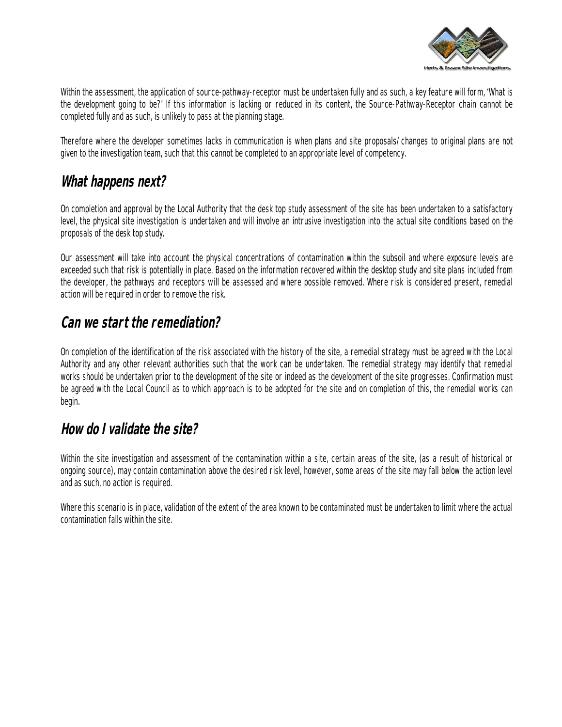Within the assessment, the application of source-pathway-receptor must be undertaken fully and as such, a key feature will form, 'What is the development going to be?' If this information is lacking or reduced in its content, the Source-Pathway-Receptor chain cannot be completed fully and as such, is unlikely to pass at the planning stage.

Therefore where the developer sometimes lacks in communication is when plans and site proposals/changes to original plans are not given to the investigation team, such that this cannot be completed to an appropriate level of competency.

## What happens next?

On completion and approval by the Local Authority that the desk top study assessment of the site has been undertaken to a satisfactory level, the physical site investigation is undertaken and will involve an intrusive investigation into the actual site conditions based on the proposals of the desk top study.

Our assessment will take into account the physical concentrations of contamination within the subsoil and where exposure levels are exceeded such that risk is potentially in place. Based on the information recovered within the desktop study and site plans included from the developer, the pathways and receptors will be assessed and where possible removed. Where risk is considered present, remedial action will be required in order to remove the risk.

## Can we start the remediation?

On completion of the identification of the risk associated with the history of the site, a remedial strategy must be agreed with the Local Authority and any other relevant authorities such that the work can be undertaken. The remedial strategy may identify that remedial works should be undertaken prior to the development of the site or indeed as the development of the site progresses. Confirmation must be agreed with the Local Council as to which approach is to be adopted for the site and on completion of this, the remedial works can begin.

## How do I validate the site?

Within the site investigation and assessment of the contamination within a site, certain areas of the site, (as a result of historical or ongoing source), may contain contamination above the desired risk level, however, some areas of the site may fall below the action level and as such, no action is required.

Where this scenario is in place, validation of the extent of the area known to be contaminated must be undertaken to limit where the actual contamination falls within the site.